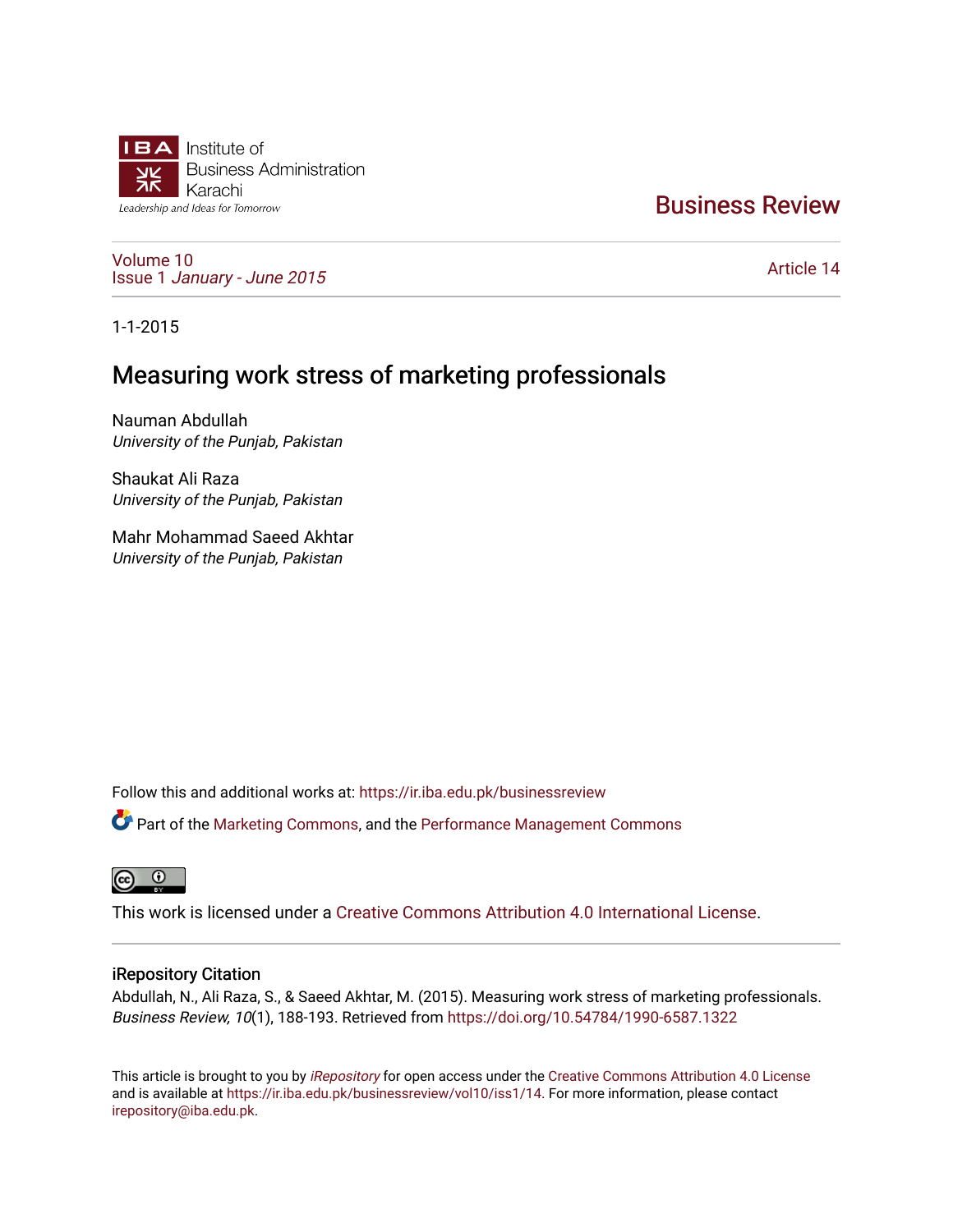Institute of
Business Administration
Karachi
*Leadership and Ideas for Tomorrow*

Business Review

Volume 10
Issue 1 *January - June 2015*

Article 14

1-1-2015

# Measuring work stress of marketing professionals

Nauman Abdullah
*University of the Punjab, Pakistan*

Shaukat Ali Raza
*University of the Punjab, Pakistan*

Mahr Mohammad Saeed Akhtar
*University of the Punjab, Pakistan*

Follow this and additional works at: https://ir.iba.edu.pk/businessreview

Part of the Marketing Commons, and the Performance Management Commons

This work is licensed under a Creative Commons Attribution 4.0 International License.

## iRepository Citation

Abdullah, N., Ali Raza, S., & Saeed Akhtar, M. (2015). Measuring work stress of marketing professionals. *Business Review, 10*(1), 188-193. Retrieved from https://doi.org/10.54784/1990-6587.1322

This article is brought to you by *iRepository* for open access under the Creative Commons Attribution 4.0 License and is available at https://ir.iba.edu.pk/businessreview/vol10/iss1/14. For more information, please contact irepository@iba.edu.pk.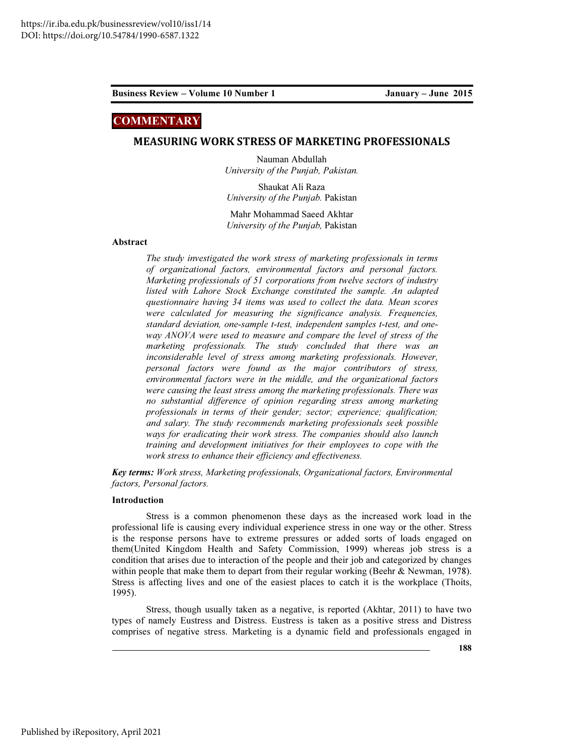**COMMENTARY**

## MEASURING WORK STRESS OF MARKETING PROFESSIONALS

Nauman Abdullah
*University of the Punjab, Pakistan.*

Shaukat Ali Raza
*University of the Punjab.* Pakistan

Mahr Mohammad Saeed Akhtar
*University of the Punjab,* Pakistan

### Abstract

*The study investigated the work stress of marketing professionals in terms of organizational factors, environmental factors and personal factors. Marketing professionals of 51 corporations from twelve sectors of industry listed with Lahore Stock Exchange constituted the sample. An adapted questionnaire having 34 items was used to collect the data. Mean scores were calculated for measuring the significance analysis. Frequencies, standard deviation, one-sample t-test, independent samples t-test, and one-way ANOVA were used to measure and compare the level of stress of the marketing professionals. The study concluded that there was an inconsiderable level of stress among marketing professionals. However, personal factors were found as the major contributors of stress, environmental factors were in the middle, and the organizational factors were causing the least stress among the marketing professionals. There was no substantial difference of opinion regarding stress among marketing professionals in terms of their gender; sector; experience; qualification; and salary. The study recommends marketing professionals seek possible ways for eradicating their work stress. The companies should also launch training and development initiatives for their employees to cope with the work stress to enhance their efficiency and effectiveness.*

***Key terms:*** *Work stress, Marketing professionals, Organizational factors, Environmental factors, Personal factors.*

### Introduction

Stress is a common phenomenon these days as the increased work load in the professional life is causing every individual experience stress in one way or the other. Stress is the response persons have to extreme pressures or added sorts of loads engaged on them(United Kingdom Health and Safety Commission, 1999) whereas job stress is a condition that arises due to interaction of the people and their job and categorized by changes within people that make them to depart from their regular working (Beehr & Newman, 1978). Stress is affecting lives and one of the easiest places to catch it is the workplace (Thoits, 1995).

Stress, though usually taken as a negative, is reported (Akhtar, 2011) to have two types of namely Eustress and Distress. Eustress is taken as a positive stress and Distress comprises of negative stress. Marketing is a dynamic field and professionals engaged in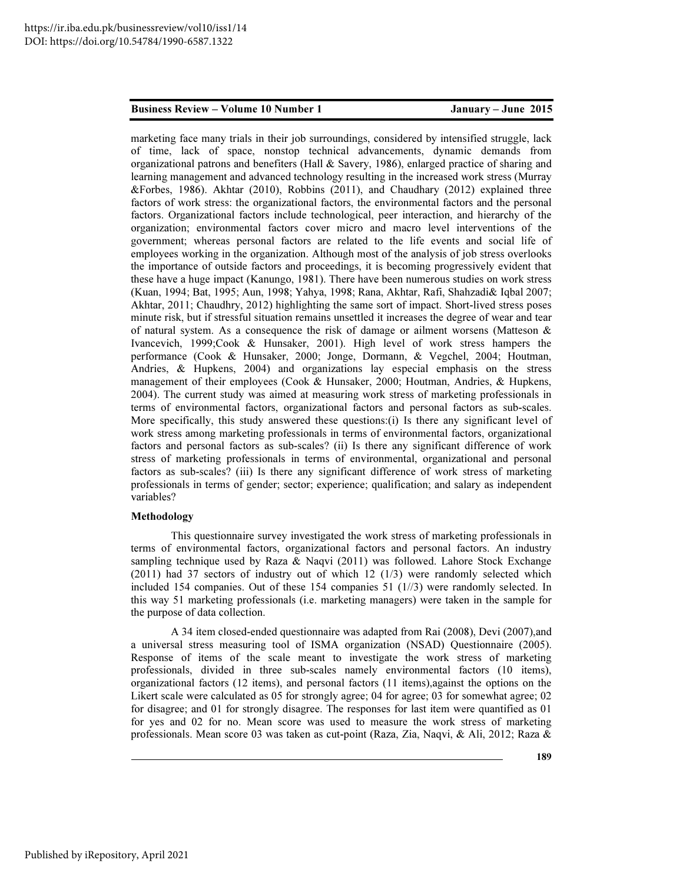marketing face many trials in their job surroundings, considered by intensified struggle, lack of time, lack of space, nonstop technical advancements, dynamic demands from organizational patrons and benefiters (Hall & Savery, 1986), enlarged practice of sharing and learning management and advanced technology resulting in the increased work stress (Murray &Forbes, 1986). Akhtar (2010), Robbins (2011), and Chaudhary (2012) explained three factors of work stress: the organizational factors, the environmental factors and the personal factors. Organizational factors include technological, peer interaction, and hierarchy of the organization; environmental factors cover micro and macro level interventions of the government; whereas personal factors are related to the life events and social life of employees working in the organization. Although most of the analysis of job stress overlooks the importance of outside factors and proceedings, it is becoming progressively evident that these have a huge impact (Kanungo, 1981). There have been numerous studies on work stress (Kuan, 1994; Bat, 1995; Aun, 1998; Yahya, 1998; Rana, Akhtar, Rafi, Shahzadi& Iqbal 2007; Akhtar, 2011; Chaudhry, 2012) highlighting the same sort of impact. Short-lived stress poses minute risk, but if stressful situation remains unsettled it increases the degree of wear and tear of natural system. As a consequence the risk of damage or ailment worsens (Matteson & Ivancevich, 1999;Cook & Hunsaker, 2001). High level of work stress hampers the performance (Cook & Hunsaker, 2000; Jonge, Dormann, & Vegchel, 2004; Houtman, Andries, & Hupkens, 2004) and organizations lay especial emphasis on the stress management of their employees (Cook & Hunsaker, 2000; Houtman, Andries, & Hupkens, 2004). The current study was aimed at measuring work stress of marketing professionals in terms of environmental factors, organizational factors and personal factors as sub-scales. More specifically, this study answered these questions:(i) Is there any significant level of work stress among marketing professionals in terms of environmental factors, organizational factors and personal factors as sub-scales? (ii) Is there any significant difference of work stress of marketing professionals in terms of environmental, organizational and personal factors as sub-scales? (iii) Is there any significant difference of work stress of marketing professionals in terms of gender; sector; experience; qualification; and salary as independent variables?

**Methodology**

This questionnaire survey investigated the work stress of marketing professionals in terms of environmental factors, organizational factors and personal factors. An industry sampling technique used by Raza & Naqvi (2011) was followed. Lahore Stock Exchange (2011) had 37 sectors of industry out of which 12 (1/3) were randomly selected which included 154 companies. Out of these 154 companies 51 (1//3) were randomly selected. In this way 51 marketing professionals (i.e. marketing managers) were taken in the sample for the purpose of data collection.

A 34 item closed-ended questionnaire was adapted from Rai (2008), Devi (2007),and a universal stress measuring tool of ISMA organization (NSAD) Questionnaire (2005). Response of items of the scale meant to investigate the work stress of marketing professionals, divided in three sub-scales namely environmental factors (10 items), organizational factors (12 items), and personal factors (11 items),against the options on the Likert scale were calculated as 05 for strongly agree; 04 for agree; 03 for somewhat agree; 02 for disagree; and 01 for strongly disagree. The responses for last item were quantified as 01 for yes and 02 for no. Mean score was used to measure the work stress of marketing professionals. Mean score 03 was taken as cut-point (Raza, Zia, Naqvi, & Ali, 2012; Raza &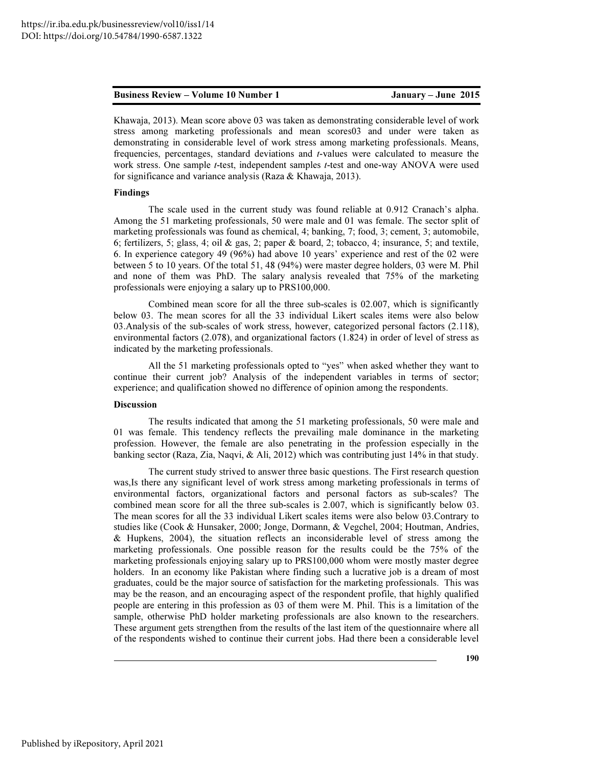Khawaja, 2013). Mean score above 03 was taken as demonstrating considerable level of work stress among marketing professionals and mean scores03 and under were taken as demonstrating in considerable level of work stress among marketing professionals. Means, frequencies, percentages, standard deviations and *t*-values were calculated to measure the work stress. One sample *t*-test, independent samples *t*-test and one-way ANOVA were used for significance and variance analysis (Raza & Khawaja, 2013).

**Findings**

The scale used in the current study was found reliable at 0.912 Cranach's alpha. Among the 51 marketing professionals, 50 were male and 01 was female. The sector split of marketing professionals was found as chemical, 4; banking, 7; food, 3; cement, 3; automobile, 6; fertilizers, 5; glass, 4; oil & gas, 2; paper & board, 2; tobacco, 4; insurance, 5; and textile, 6. In experience category 49 (96%) had above 10 years' experience and rest of the 02 were between 5 to 10 years. Of the total 51, 48 (94%) were master degree holders, 03 were M. Phil and none of them was PhD. The salary analysis revealed that 75% of the marketing professionals were enjoying a salary up to PRS100,000.

Combined mean score for all the three sub-scales is 02.007, which is significantly below 03. The mean scores for all the 33 individual Likert scales items were also below 03.Analysis of the sub-scales of work stress, however, categorized personal factors (2.118), environmental factors (2.078), and organizational factors (1.824) in order of level of stress as indicated by the marketing professionals.

All the 51 marketing professionals opted to "yes" when asked whether they want to continue their current job? Analysis of the independent variables in terms of sector; experience; and qualification showed no difference of opinion among the respondents.

**Discussion**

The results indicated that among the 51 marketing professionals, 50 were male and 01 was female. This tendency reflects the prevailing male dominance in the marketing profession. However, the female are also penetrating in the profession especially in the banking sector (Raza, Zia, Naqvi, & Ali, 2012) which was contributing just 14% in that study.

The current study strived to answer three basic questions. The First research question was,Is there any significant level of work stress among marketing professionals in terms of environmental factors, organizational factors and personal factors as sub-scales? The combined mean score for all the three sub-scales is 2.007, which is significantly below 03. The mean scores for all the 33 individual Likert scales items were also below 03.Contrary to studies like (Cook & Hunsaker, 2000; Jonge, Dormann, & Vegchel, 2004; Houtman, Andries, & Hupkens, 2004), the situation reflects an inconsiderable level of stress among the marketing professionals. One possible reason for the results could be the 75% of the marketing professionals enjoying salary up to PRS100,000 whom were mostly master degree holders. In an economy like Pakistan where finding such a lucrative job is a dream of most graduates, could be the major source of satisfaction for the marketing professionals. This was may be the reason, and an encouraging aspect of the respondent profile, that highly qualified people are entering in this profession as 03 of them were M. Phil. This is a limitation of the sample, otherwise PhD holder marketing professionals are also known to the researchers. These argument gets strengthen from the results of the last item of the questionnaire where all of the respondents wished to continue their current jobs. Had there been a considerable level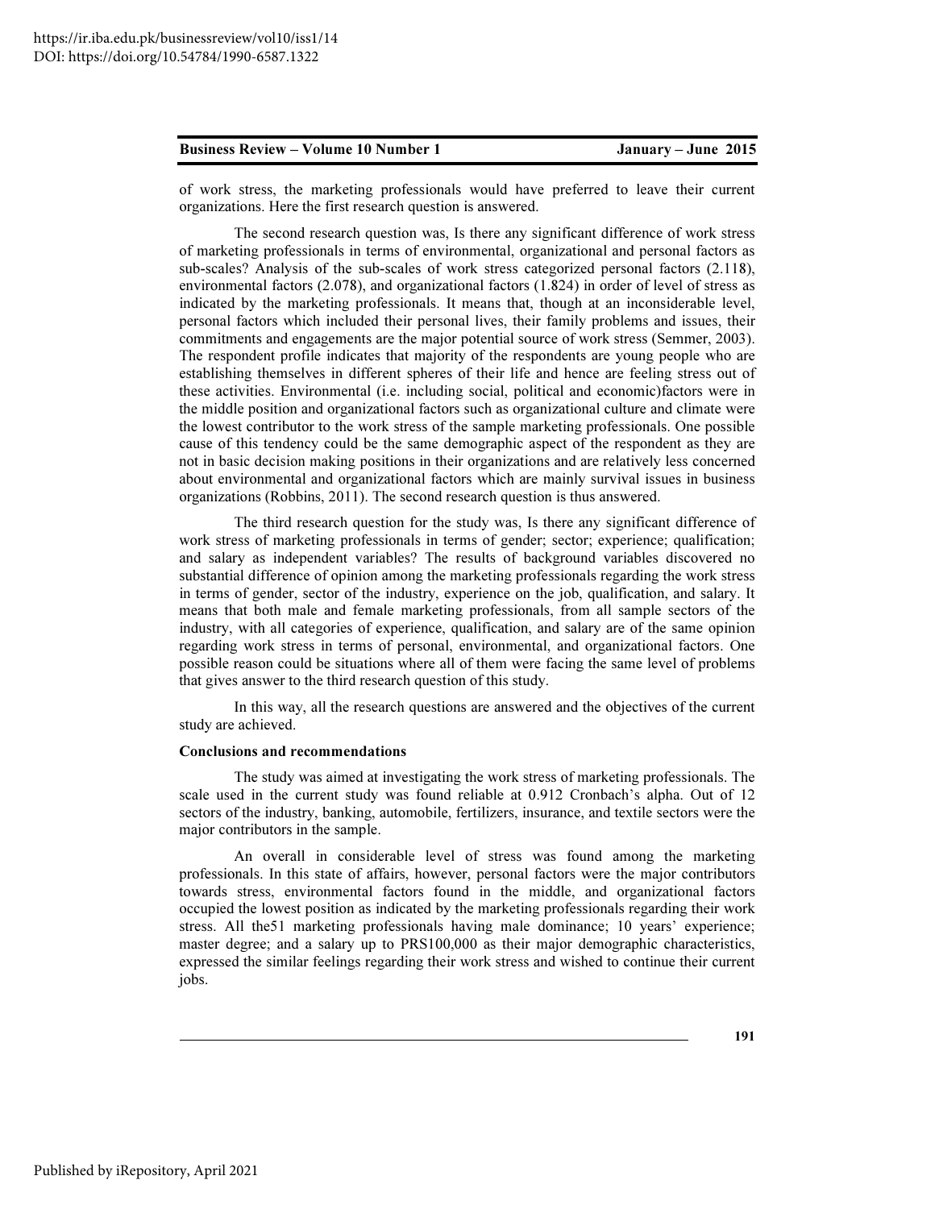of work stress, the marketing professionals would have preferred to leave their current organizations. Here the first research question is answered.

The second research question was, Is there any significant difference of work stress of marketing professionals in terms of environmental, organizational and personal factors as sub-scales? Analysis of the sub-scales of work stress categorized personal factors (2.118), environmental factors (2.078), and organizational factors (1.824) in order of level of stress as indicated by the marketing professionals. It means that, though at an inconsiderable level, personal factors which included their personal lives, their family problems and issues, their commitments and engagements are the major potential source of work stress (Semmer, 2003). The respondent profile indicates that majority of the respondents are young people who are establishing themselves in different spheres of their life and hence are feeling stress out of these activities. Environmental (i.e. including social, political and economic)factors were in the middle position and organizational factors such as organizational culture and climate were the lowest contributor to the work stress of the sample marketing professionals. One possible cause of this tendency could be the same demographic aspect of the respondent as they are not in basic decision making positions in their organizations and are relatively less concerned about environmental and organizational factors which are mainly survival issues in business organizations (Robbins, 2011). The second research question is thus answered.

The third research question for the study was, Is there any significant difference of work stress of marketing professionals in terms of gender; sector; experience; qualification; and salary as independent variables? The results of background variables discovered no substantial difference of opinion among the marketing professionals regarding the work stress in terms of gender, sector of the industry, experience on the job, qualification, and salary. It means that both male and female marketing professionals, from all sample sectors of the industry, with all categories of experience, qualification, and salary are of the same opinion regarding work stress in terms of personal, environmental, and organizational factors. One possible reason could be situations where all of them were facing the same level of problems that gives answer to the third research question of this study.

In this way, all the research questions are answered and the objectives of the current study are achieved.

**Conclusions and recommendations**

The study was aimed at investigating the work stress of marketing professionals. The scale used in the current study was found reliable at 0.912 Cronbach's alpha. Out of 12 sectors of the industry, banking, automobile, fertilizers, insurance, and textile sectors were the major contributors in the sample.

An overall in considerable level of stress was found among the marketing professionals. In this state of affairs, however, personal factors were the major contributors towards stress, environmental factors found in the middle, and organizational factors occupied the lowest position as indicated by the marketing professionals regarding their work stress. All the51 marketing professionals having male dominance; 10 years' experience; master degree; and a salary up to PRS100,000 as their major demographic characteristics, expressed the similar feelings regarding their work stress and wished to continue their current jobs.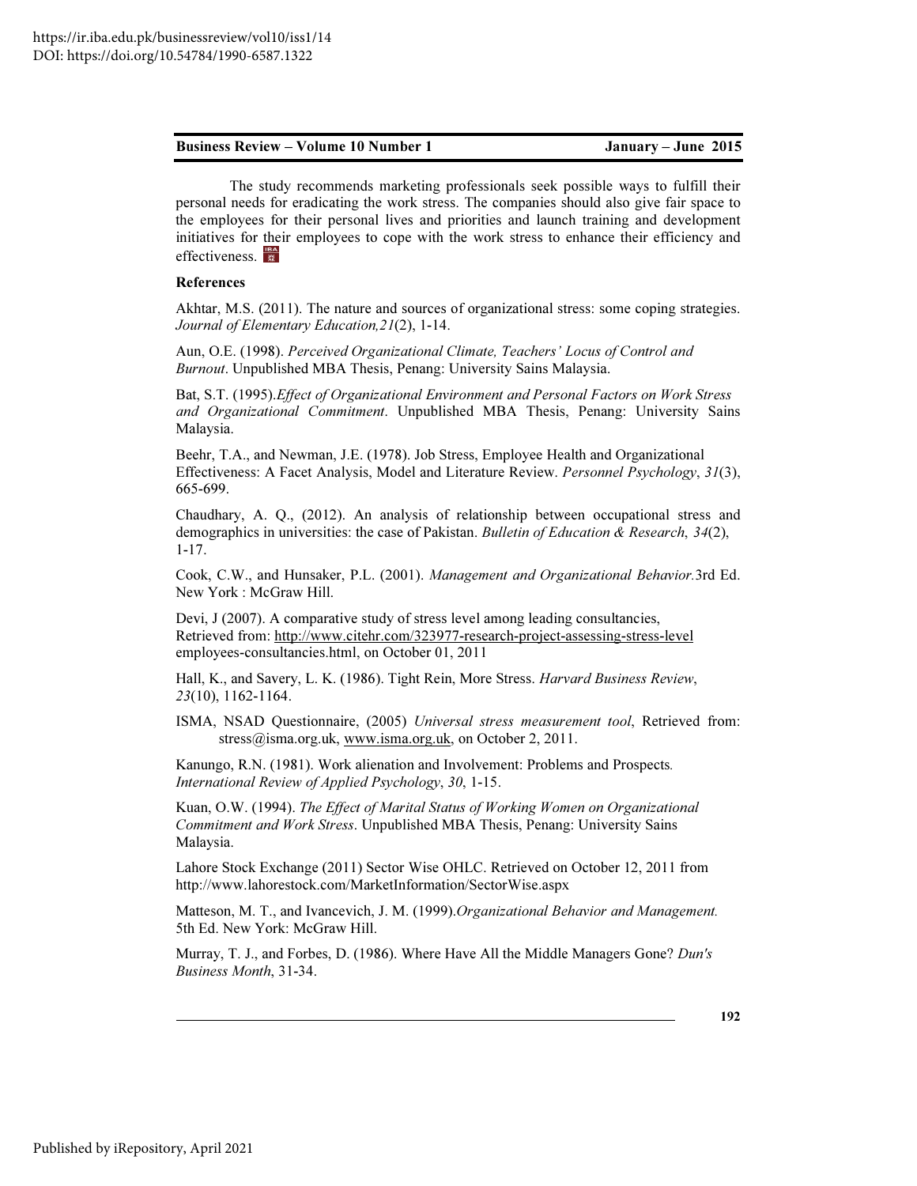The study recommends marketing professionals seek possible ways to fulfill their personal needs for eradicating the work stress. The companies should also give fair space to the employees for their personal lives and priorities and launch training and development initiatives for their employees to cope with the work stress to enhance their efficiency and effectiveness.

**References**

Akhtar, M.S. (2011). The nature and sources of organizational stress: some coping strategies. *Journal of Elementary Education,21*(2), 1-14.

Aun, O.E. (1998). *Perceived Organizational Climate, Teachers' Locus of Control and Burnout*. Unpublished MBA Thesis, Penang: University Sains Malaysia.

Bat, S.T. (1995).*Effect of Organizational Environment and Personal Factors on Work Stress and Organizational Commitment*. Unpublished MBA Thesis, Penang: University Sains Malaysia.

Beehr, T.A., and Newman, J.E. (1978). Job Stress, Employee Health and Organizational Effectiveness: A Facet Analysis, Model and Literature Review. *Personnel Psychology*, *31*(3), 665-699.

Chaudhary, A. Q., (2012). An analysis of relationship between occupational stress and demographics in universities: the case of Pakistan. *Bulletin of Education & Research*, *34*(2), 1-17.

Cook, C.W., and Hunsaker, P.L. (2001). *Management and Organizational Behavior.*3rd Ed. New York : McGraw Hill.

Devi, J (2007). A comparative study of stress level among leading consultancies, Retrieved from: http://www.citehr.com/323977-research-project-assessing-stress-level employees-consultancies.html, on October 01, 2011

Hall, K., and Savery, L. K. (1986). Tight Rein, More Stress. *Harvard Business Review*, *23*(10), 1162-1164.

ISMA, NSAD Questionnaire, (2005) *Universal stress measurement tool*, Retrieved from: stress@isma.org.uk, www.isma.org.uk, on October 2, 2011.

Kanungo, R.N. (1981). Work alienation and Involvement: Problems and Prospects. *International Review of Applied Psychology*, *30*, 1-15.

Kuan, O.W. (1994). *The Effect of Marital Status of Working Women on Organizational Commitment and Work Stress*. Unpublished MBA Thesis, Penang: University Sains Malaysia.

Lahore Stock Exchange (2011) Sector Wise OHLC. Retrieved on October 12, 2011 from http://www.lahorestock.com/MarketInformation/SectorWise.aspx

Matteson, M. T., and Ivancevich, J. M. (1999).*Organizational Behavior and Management.* 5th Ed. New York: McGraw Hill.

Murray, T. J., and Forbes, D. (1986). Where Have All the Middle Managers Gone? *Dun's Business Month*, 31-34.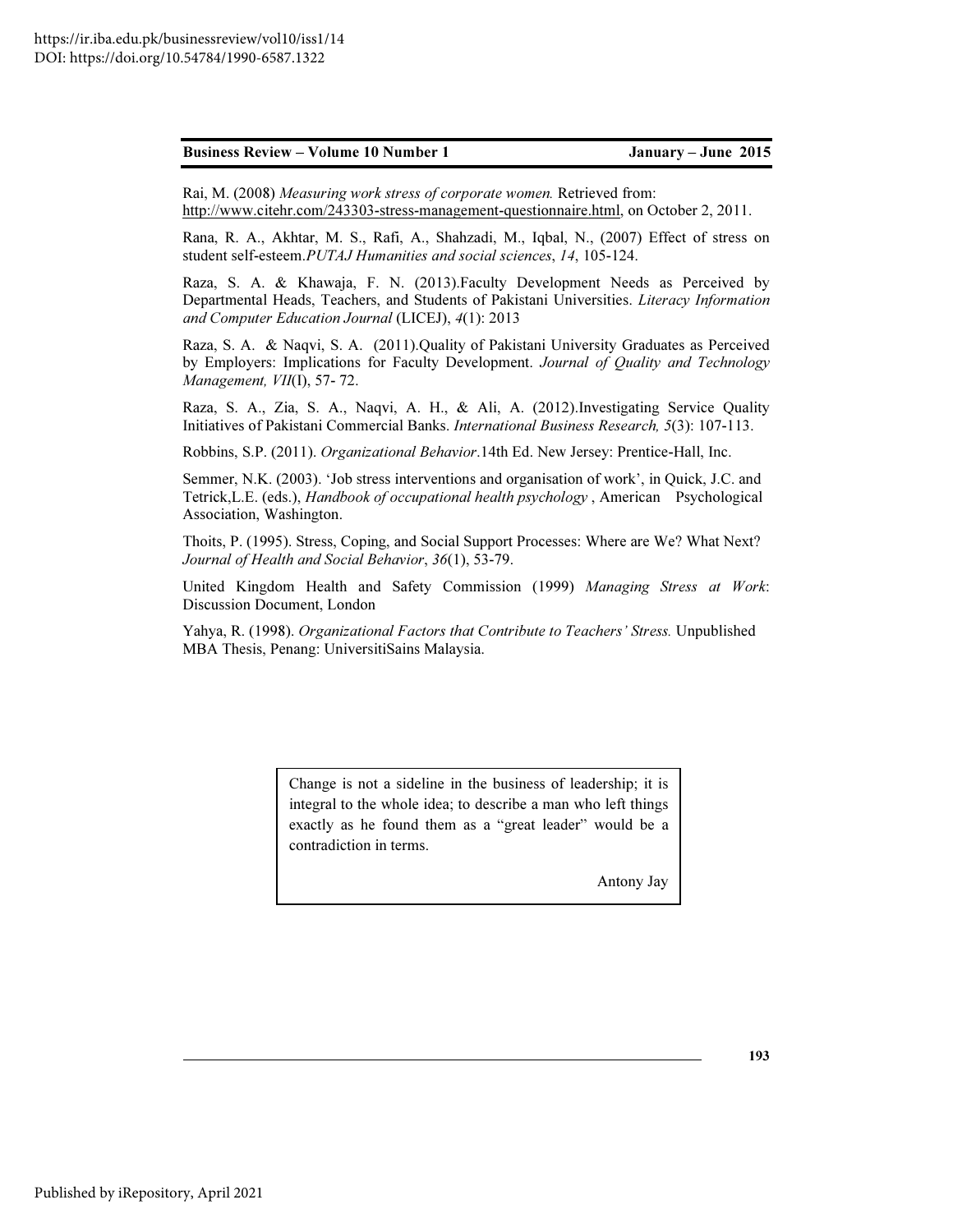Rai, M. (2008) *Measuring work stress of corporate women.* Retrieved from: http://www.citehr.com/243303-stress-management-questionnaire.html, on October 2, 2011.

Rana, R. A., Akhtar, M. S., Rafi, A., Shahzadi, M., Iqbal, N., (2007) Effect of stress on student self-esteem.*PUTAJ Humanities and social sciences*, *14*, 105-124.

Raza, S. A. & Khawaja, F. N. (2013).Faculty Development Needs as Perceived by Departmental Heads, Teachers, and Students of Pakistani Universities. *Literacy Information and Computer Education Journal* (LICEJ), *4*(1): 2013

Raza, S. A. & Naqvi, S. A. (2011).Quality of Pakistani University Graduates as Perceived by Employers: Implications for Faculty Development. *Journal of Quality and Technology Management, VII*(I), 57- 72.

Raza, S. A., Zia, S. A., Naqvi, A. H., & Ali, A. (2012).Investigating Service Quality Initiatives of Pakistani Commercial Banks. *International Business Research, 5*(3): 107-113.

Robbins, S.P. (2011). *Organizational Behavior*.14th Ed. New Jersey: Prentice-Hall, Inc.

Semmer, N.K. (2003). 'Job stress interventions and organisation of work', in Quick, J.C. and Tetrick,L.E. (eds.), *Handbook of occupational health psychology* , American Psychological Association, Washington.

Thoits, P. (1995). Stress, Coping, and Social Support Processes: Where are We? What Next? *Journal of Health and Social Behavior*, *36*(1), 53-79.

United Kingdom Health and Safety Commission (1999) *Managing Stress at Work*: Discussion Document, London

Yahya, R. (1998). *Organizational Factors that Contribute to Teachers' Stress.* Unpublished MBA Thesis, Penang: UniversitiSains Malaysia.

> Change is not a sideline in the business of leadership; it is integral to the whole idea; to describe a man who left things exactly as he found them as a "great leader" would be a contradiction in terms.
>
> Antony Jay